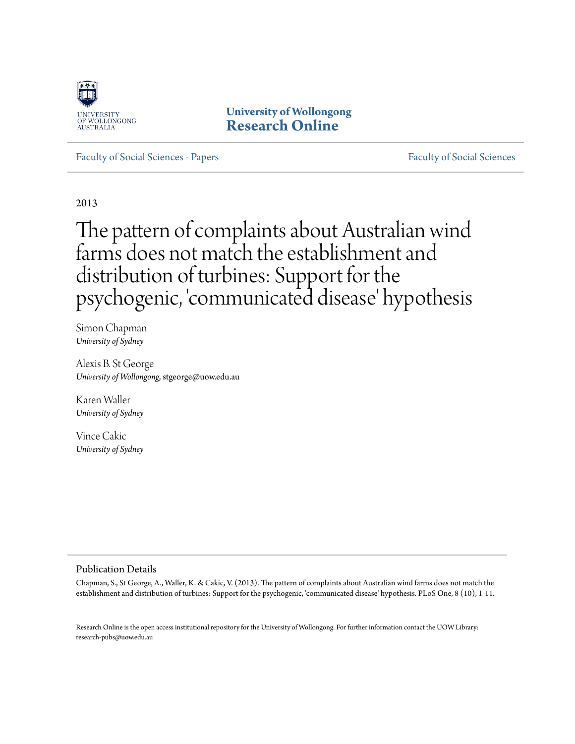University of Wollongong
Research Online

Faculty of Social Sciences - Papers

Faculty of Social Sciences

2013

# The pattern of complaints about Australian wind farms does not match the establishment and distribution of turbines: Support for the psychogenic, 'communicated disease' hypothesis

Simon Chapman
*University of Sydney*

Alexis B. St George
*University of Wollongong*, stgeorge@uow.edu.au

Karen Waller
*University of Sydney*

Vince Cakic
*University of Sydney*

## Publication Details

Chapman, S., St George, A., Waller, K. & Cakic, V. (2013). The pattern of complaints about Australian wind farms does not match the establishment and distribution of turbines: Support for the psychogenic, 'communicated disease' hypothesis. PLoS One, 8 (10), 1-11.

Research Online is the open access institutional repository for the University of Wollongong. For further information contact the UOW Library: research-pubs@uow.edu.au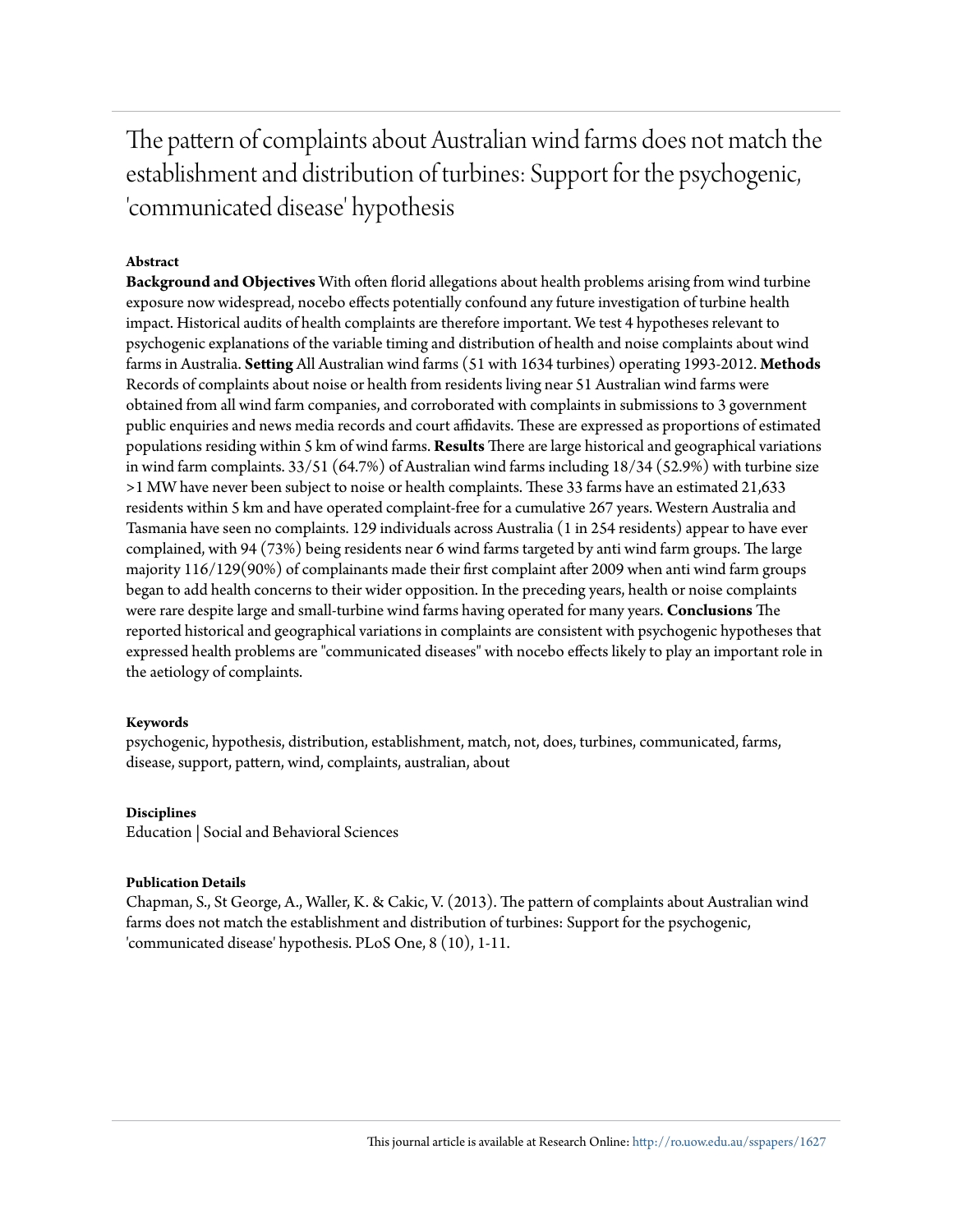# The pattern of complaints about Australian wind farms does not match the establishment and distribution of turbines: Support for the psychogenic, 'communicated disease' hypothesis

### Abstract

**Background and Objectives** With often florid allegations about health problems arising from wind turbine exposure now widespread, nocebo effects potentially confound any future investigation of turbine health impact. Historical audits of health complaints are therefore important. We test 4 hypotheses relevant to psychogenic explanations of the variable timing and distribution of health and noise complaints about wind farms in Australia. **Setting** All Australian wind farms (51 with 1634 turbines) operating 1993-2012. **Methods** Records of complaints about noise or health from residents living near 51 Australian wind farms were obtained from all wind farm companies, and corroborated with complaints in submissions to 3 government public enquiries and news media records and court affidavits. These are expressed as proportions of estimated populations residing within 5 km of wind farms. **Results** There are large historical and geographical variations in wind farm complaints. 33/51 (64.7%) of Australian wind farms including 18/34 (52.9%) with turbine size >1 MW have never been subject to noise or health complaints. These 33 farms have an estimated 21,633 residents within 5 km and have operated complaint-free for a cumulative 267 years. Western Australia and Tasmania have seen no complaints. 129 individuals across Australia (1 in 254 residents) appear to have ever complained, with 94 (73%) being residents near 6 wind farms targeted by anti wind farm groups. The large majority 116/129(90%) of complainants made their first complaint after 2009 when anti wind farm groups began to add health concerns to their wider opposition. In the preceding years, health or noise complaints were rare despite large and small-turbine wind farms having operated for many years. **Conclusions** The reported historical and geographical variations in complaints are consistent with psychogenic hypotheses that expressed health problems are "communicated diseases" with nocebo effects likely to play an important role in the aetiology of complaints.

### Keywords

psychogenic, hypothesis, distribution, establishment, match, not, does, turbines, communicated, farms, disease, support, pattern, wind, complaints, australian, about

### Disciplines

Education | Social and Behavioral Sciences

### Publication Details

Chapman, S., St George, A., Waller, K. & Cakic, V. (2013). The pattern of complaints about Australian wind farms does not match the establishment and distribution of turbines: Support for the psychogenic, 'communicated disease' hypothesis. PLoS One, 8 (10), 1-11.

This journal article is available at Research Online: http://ro.uow.edu.au/sspapers/1627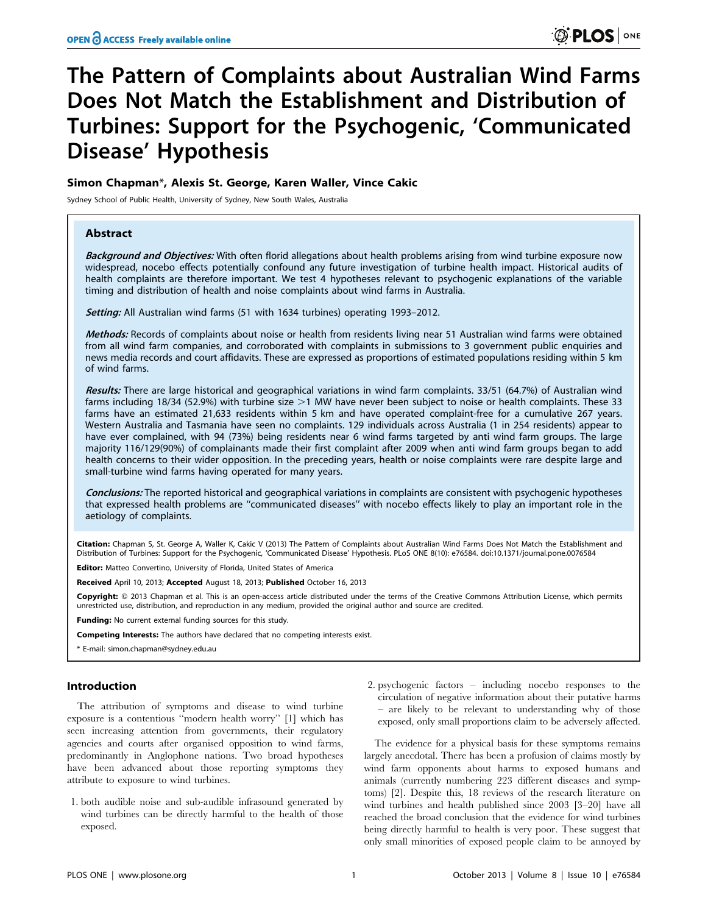# The Pattern of Complaints about Australian Wind Farms Does Not Match the Establishment and Distribution of Turbines: Support for the Psychogenic, 'Communicated Disease' Hypothesis

**Simon Chapman\*, Alexis St. George, Karen Waller, Vince Cakic**

Sydney School of Public Health, University of Sydney, New South Wales, Australia

## Abstract

***Background and Objectives:*** With often florid allegations about health problems arising from wind turbine exposure now widespread, nocebo effects potentially confound any future investigation of turbine health impact. Historical audits of health complaints are therefore important. We test 4 hypotheses relevant to psychogenic explanations of the variable timing and distribution of health and noise complaints about wind farms in Australia.

***Setting:*** All Australian wind farms (51 with 1634 turbines) operating 1993–2012.

***Methods:*** Records of complaints about noise or health from residents living near 51 Australian wind farms were obtained from all wind farm companies, and corroborated with complaints in submissions to 3 government public enquiries and news media records and court affidavits. These are expressed as proportions of estimated populations residing within 5 km of wind farms.

***Results:*** There are large historical and geographical variations in wind farm complaints. 33/51 (64.7%) of Australian wind farms including 18/34 (52.9%) with turbine size >1 MW have never been subject to noise or health complaints. These 33 farms have an estimated 21,633 residents within 5 km and have operated complaint-free for a cumulative 267 years. Western Australia and Tasmania have seen no complaints. 129 individuals across Australia (1 in 254 residents) appear to have ever complained, with 94 (73%) being residents near 6 wind farms targeted by anti wind farm groups. The large majority 116/129(90%) of complainants made their first complaint after 2009 when anti wind farm groups began to add health concerns to their wider opposition. In the preceding years, health or noise complaints were rare despite large and small-turbine wind farms having operated for many years.

***Conclusions:*** The reported historical and geographical variations in complaints are consistent with psychogenic hypotheses that expressed health problems are "communicated diseases" with nocebo effects likely to play an important role in the aetiology of complaints.

**Citation:** Chapman S, St. George A, Waller K, Cakic V (2013) The Pattern of Complaints about Australian Wind Farms Does Not Match the Establishment and Distribution of Turbines: Support for the Psychogenic, 'Communicated Disease' Hypothesis. PLoS ONE 8(10): e76584. doi:10.1371/journal.pone.0076584

**Editor:** Matteo Convertino, University of Florida, United States of America

**Received** April 10, 2013; **Accepted** August 18, 2013; **Published** October 16, 2013

**Copyright:** © 2013 Chapman et al. This is an open-access article distributed under the terms of the Creative Commons Attribution License, which permits unrestricted use, distribution, and reproduction in any medium, provided the original author and source are credited.

**Funding:** No current external funding sources for this study.

**Competing Interests:** The authors have declared that no competing interests exist.

\* E-mail: simon.chapman@sydney.edu.au

## Introduction

The attribution of symptoms and disease to wind turbine exposure is a contentious "modern health worry" [1] which has seen increasing attention from governments, their regulatory agencies and courts after organised opposition to wind farms, predominantly in Anglophone nations. Two broad hypotheses have been advanced about those reporting symptoms they attribute to exposure to wind turbines.

1. both audible noise and sub-audible infrasound generated by wind turbines can be directly harmful to the health of those exposed.
2. psychogenic factors – including nocebo responses to the circulation of negative information about their putative harms – are likely to be relevant to understanding why of those exposed, only small proportions claim to be adversely affected.

The evidence for a physical basis for these symptoms remains largely anecdotal. There has been a profusion of claims mostly by wind farm opponents about harms to exposed humans and animals (currently numbering 223 different diseases and symptoms) [2]. Despite this, 18 reviews of the research literature on wind turbines and health published since 2003 [3–20] have all reached the broad conclusion that the evidence for wind turbines being directly harmful to health is very poor. These suggest that only small minorities of exposed people claim to be annoyed by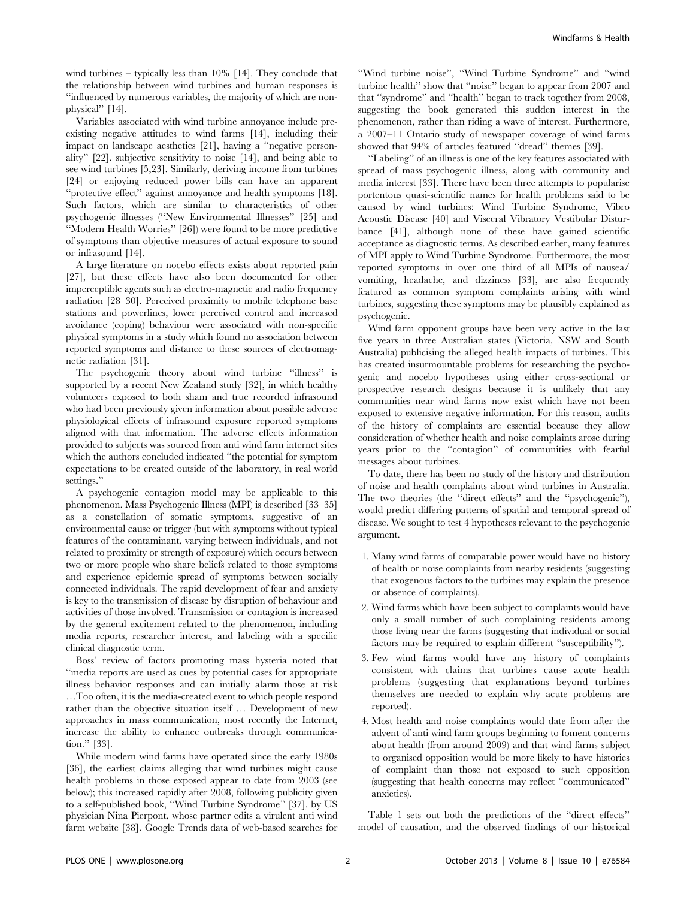wind turbines – typically less than 10% [14]. They conclude that the relationship between wind turbines and human responses is ''influenced by numerous variables, the majority of which are non-physical'' [14].

Variables associated with wind turbine annoyance include pre-existing negative attitudes to wind farms [14], including their impact on landscape aesthetics [21], having a ''negative personality'' [22], subjective sensitivity to noise [14], and being able to see wind turbines [5,23]. Similarly, deriving income from turbines [24] or enjoying reduced power bills can have an apparent ''protective effect'' against annoyance and health symptoms [18]. Such factors, which are similar to characteristics of other psychogenic illnesses (''New Environmental Illnesses'' [25] and ''Modern Health Worries'' [26]) were found to be more predictive of symptoms than objective measures of actual exposure to sound or infrasound [14].

A large literature on nocebo effects exists about reported pain [27], but these effects have also been documented for other imperceptible agents such as electro-magnetic and radio frequency radiation [28–30]. Perceived proximity to mobile telephone base stations and powerlines, lower perceived control and increased avoidance (coping) behaviour were associated with non-specific physical symptoms in a study which found no association between reported symptoms and distance to these sources of electromagnetic radiation [31].

The psychogenic theory about wind turbine ''illness'' is supported by a recent New Zealand study [32], in which healthy volunteers exposed to both sham and true recorded infrasound who had been previously given information about possible adverse physiological effects of infrasound exposure reported symptoms aligned with that information. The adverse effects information provided to subjects was sourced from anti wind farm internet sites which the authors concluded indicated ''the potential for symptom expectations to be created outside of the laboratory, in real world settings.''

A psychogenic contagion model may be applicable to this phenomenon. Mass Psychogenic Illness (MPI) is described [33–35] as a constellation of somatic symptoms, suggestive of an environmental cause or trigger (but with symptoms without typical features of the contaminant, varying between individuals, and not related to proximity or strength of exposure) which occurs between two or more people who share beliefs related to those symptoms and experience epidemic spread of symptoms between socially connected individuals. The rapid development of fear and anxiety is key to the transmission of disease by disruption of behaviour and activities of those involved. Transmission or contagion is increased by the general excitement related to the phenomenon, including media reports, researcher interest, and labeling with a specific clinical diagnostic term.

Boss' review of factors promoting mass hysteria noted that ''media reports are used as cues by potential cases for appropriate illness behavior responses and can initially alarm those at risk …Too often, it is the media-created event to which people respond rather than the objective situation itself … Development of new approaches in mass communication, most recently the Internet, increase the ability to enhance outbreaks through communication.'' [33].

While modern wind farms have operated since the early 1980s [36], the earliest claims alleging that wind turbines might cause health problems in those exposed appear to date from 2003 (see below); this increased rapidly after 2008, following publicity given to a self-published book, ''Wind Turbine Syndrome'' [37], by US physician Nina Pierpont, whose partner edits a virulent anti wind farm website [38]. Google Trends data of web-based searches for ''Wind turbine noise'', ''Wind Turbine Syndrome'' and ''wind turbine health'' show that ''noise'' began to appear from 2007 and that ''syndrome'' and ''health'' began to track together from 2008, suggesting the book generated this sudden interest in the phenomenon, rather than riding a wave of interest. Furthermore, a 2007–11 Ontario study of newspaper coverage of wind farms showed that 94% of articles featured ''dread'' themes [39].

''Labeling'' of an illness is one of the key features associated with spread of mass psychogenic illness, along with community and media interest [33]. There have been three attempts to popularise portentous quasi-scientific names for health problems said to be caused by wind turbines: Wind Turbine Syndrome, Vibro Acoustic Disease [40] and Visceral Vibratory Vestibular Disturbance [41], although none of these have gained scientific acceptance as diagnostic terms. As described earlier, many features of MPI apply to Wind Turbine Syndrome. Furthermore, the most reported symptoms in over one third of all MPIs of nausea/vomiting, headache, and dizziness [33], are also frequently featured as common symptom complaints arising with wind turbines, suggesting these symptoms may be plausibly explained as psychogenic.

Wind farm opponent groups have been very active in the last five years in three Australian states (Victoria, NSW and South Australia) publicising the alleged health impacts of turbines. This has created insurmountable problems for researching the psychogenic and nocebo hypotheses using either cross-sectional or prospective research designs because it is unlikely that any communities near wind farms now exist which have not been exposed to extensive negative information. For this reason, audits of the history of complaints are essential because they allow consideration of whether health and noise complaints arose during years prior to the ''contagion'' of communities with fearful messages about turbines.

To date, there has been no study of the history and distribution of noise and health complaints about wind turbines in Australia. The two theories (the ''direct effects'' and the ''psychogenic''), would predict differing patterns of spatial and temporal spread of disease. We sought to test 4 hypotheses relevant to the psychogenic argument.

1. Many wind farms of comparable power would have no history of health or noise complaints from nearby residents (suggesting that exogenous factors to the turbines may explain the presence or absence of complaints).
2. Wind farms which have been subject to complaints would have only a small number of such complaining residents among those living near the farms (suggesting that individual or social factors may be required to explain different ''susceptibility'').
3. Few wind farms would have any history of complaints consistent with claims that turbines cause acute health problems (suggesting that explanations beyond turbines themselves are needed to explain why acute problems are reported).
4. Most health and noise complaints would date from after the advent of anti wind farm groups beginning to foment concerns about health (from around 2009) and that wind farms subject to organised opposition would be more likely to have histories of complaint than those not exposed to such opposition (suggesting that health concerns may reflect ''communicated'' anxieties).

Table 1 sets out both the predictions of the ''direct effects'' model of causation, and the observed findings of our historical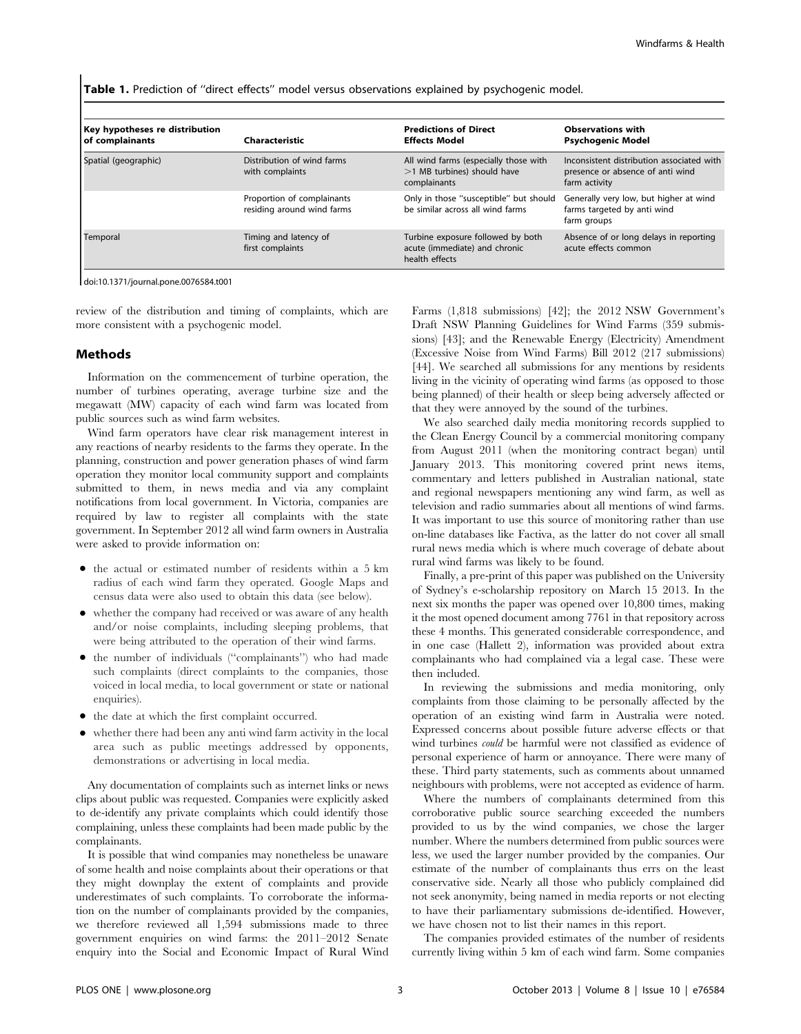**Table 1.** Prediction of "direct effects" model versus observations explained by psychogenic model.

| Key hypotheses re distribution of complainants | Characteristic | Predictions of Direct Effects Model | Observations with Psychogenic Model |
|---|---|---|---|
| Spatial (geographic) | Distribution of wind farms with complaints | All wind farms (especially those with >1 MB turbines) should have complainants | Inconsistent distribution associated with presence or absence of anti wind farm activity |
| | Proportion of complainants residing around wind farms | Only in those "susceptible" but should be similar across all wind farms | Generally very low, but higher at wind farms targeted by anti wind farm groups |
| Temporal | Timing and latency of first complaints | Turbine exposure followed by both acute (immediate) and chronic health effects | Absence of or long delays in reporting acute effects common |

doi:10.1371/journal.pone.0076584.t001

review of the distribution and timing of complaints, which are more consistent with a psychogenic model.

## Methods

Information on the commencement of turbine operation, the number of turbines operating, average turbine size and the megawatt (MW) capacity of each wind farm was located from public sources such as wind farm websites.

Wind farm operators have clear risk management interest in any reactions of nearby residents to the farms they operate. In the planning, construction and power generation phases of wind farm operation they monitor local community support and complaints submitted to them, in news media and via any complaint notifications from local government. In Victoria, companies are required by law to register all complaints with the state government. In September 2012 all wind farm owners in Australia were asked to provide information on:

- the actual or estimated number of residents within a 5 km radius of each wind farm they operated. Google Maps and census data were also used to obtain this data (see below).
- whether the company had received or was aware of any health and/or noise complaints, including sleeping problems, that were being attributed to the operation of their wind farms.
- the number of individuals ("complainants") who had made such complaints (direct complaints to the companies, those voiced in local media, to local government or state or national enquiries).
- the date at which the first complaint occurred.
- whether there had been any anti wind farm activity in the local area such as public meetings addressed by opponents, demonstrations or advertising in local media.

Any documentation of complaints such as internet links or news clips about public was requested. Companies were explicitly asked to de-identify any private complaints which could identify those complaining, unless these complaints had been made public by the complainants.

It is possible that wind companies may nonetheless be unaware of some health and noise complaints about their operations or that they might downplay the extent of complaints and provide underestimates of such complaints. To corroborate the information on the number of complainants provided by the companies, we therefore reviewed all 1,594 submissions made to three government enquiries on wind farms: the 2011–2012 Senate enquiry into the Social and Economic Impact of Rural Wind Farms (1,818 submissions) [42]; the 2012 NSW Government's Draft NSW Planning Guidelines for Wind Farms (359 submissions) [43]; and the Renewable Energy (Electricity) Amendment (Excessive Noise from Wind Farms) Bill 2012 (217 submissions) [44]. We searched all submissions for any mentions by residents living in the vicinity of operating wind farms (as opposed to those being planned) of their health or sleep being adversely affected or that they were annoyed by the sound of the turbines.

We also searched daily media monitoring records supplied to the Clean Energy Council by a commercial monitoring company from August 2011 (when the monitoring contract began) until January 2013. This monitoring covered print news items, commentary and letters published in Australian national, state and regional newspapers mentioning any wind farm, as well as television and radio summaries about all mentions of wind farms. It was important to use this source of monitoring rather than use on-line databases like Factiva, as the latter do not cover all small rural news media which is where much coverage of debate about rural wind farms was likely to be found.

Finally, a pre-print of this paper was published on the University of Sydney's e-scholarship repository on March 15 2013. In the next six months the paper was opened over 10,800 times, making it the most opened document among 7761 in that repository across these 4 months. This generated considerable correspondence, and in one case (Hallett 2), information was provided about extra complainants who had complained via a legal case. These were then included.

In reviewing the submissions and media monitoring, only complaints from those claiming to be personally affected by the operation of an existing wind farm in Australia were noted. Expressed concerns about possible future adverse effects or that wind turbines *could* be harmful were not classified as evidence of personal experience of harm or annoyance. There were many of these. Third party statements, such as comments about unnamed neighbours with problems, were not accepted as evidence of harm.

Where the numbers of complainants determined from this corroborative public source searching exceeded the numbers provided to us by the wind companies, we chose the larger number. Where the numbers determined from public sources were less, we used the larger number provided by the companies. Our estimate of the number of complainants thus errs on the least conservative side. Nearly all those who publicly complained did not seek anonymity, being named in media reports or not electing to have their parliamentary submissions de-identified. However, we have chosen not to list their names in this report.

The companies provided estimates of the number of residents currently living within 5 km of each wind farm. Some companies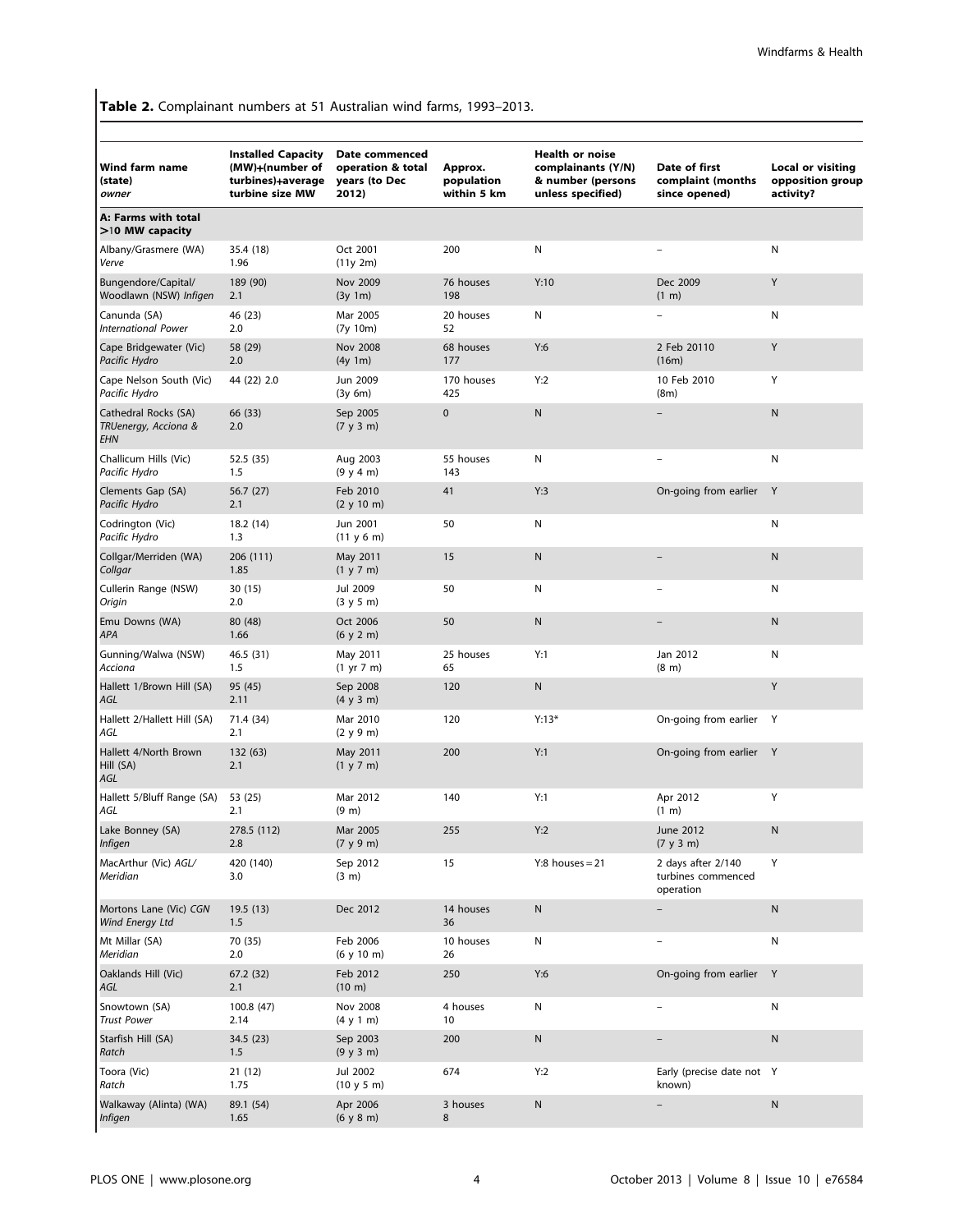**Table 2.** Complainant numbers at 51 Australian wind farms, 1993–2013.

| Wind farm name (state) *owner* | Installed Capacity (MW)+(number of turbines)+average turbine size MW | Date commenced operation & total years (to Dec 2012) | Approx. population within 5 km | Health or noise complainants (Y/N) & number (persons unless specified) | Date of first complaint (months since opened) | Local or visiting opposition group activity? |
|---|---|---|---|---|---|---|
| **A: Farms with total >10 MW capacity** | | | | | | |
| Albany/Grasmere (WA) *Verve* | 35.4 (18) 1.96 | Oct 2001 (11y 2m) | 200 | N | – | N |
| Bungendore/Capital/ Woodlawn (NSW) *Infigen* | 189 (90) 2.1 | Nov 2009 (3y 1m) | 76 houses 198 | Y:10 | Dec 2009 (1 m) | Y |
| Canunda (SA) *International Power* | 46 (23) 2.0 | Mar 2005 (7y 10m) | 20 houses 52 | N | – | N |
| Cape Bridgewater (Vic) *Pacific Hydro* | 58 (29) 2.0 | Nov 2008 (4y 1m) | 68 houses 177 | Y:6 | 2 Feb 20110 (16m) | Y |
| Cape Nelson South (Vic) *Pacific Hydro* | 44 (22) 2.0 | Jun 2009 (3y 6m) | 170 houses 425 | Y:2 | 10 Feb 2010 (8m) | Y |
| Cathedral Rocks (SA) *TRUenergy, Acciona & EHN* | 66 (33) 2.0 | Sep 2005 (7 y 3 m) | 0 | N | – | N |
| Challicum Hills (Vic) *Pacific Hydro* | 52.5 (35) 1.5 | Aug 2003 (9 y 4 m) | 55 houses 143 | N | – | N |
| Clements Gap (SA) *Pacific Hydro* | 56.7 (27) 2.1 | Feb 2010 (2 y 10 m) | 41 | Y:3 | On-going from earlier | Y |
| Codrington (Vic) *Pacific Hydro* | 18.2 (14) 1.3 | Jun 2001 (11 y 6 m) | 50 | N | | N |
| Collgar/Merriden (WA) *Collgar* | 206 (111) 1.85 | May 2011 (1 y 7 m) | 15 | N | – | N |
| Cullerin Range (NSW) *Origin* | 30 (15) 2.0 | Jul 2009 (3 y 5 m) | 50 | N | – | N |
| Emu Downs (WA) *APA* | 80 (48) 1.66 | Oct 2006 (6 y 2 m) | 50 | N | – | N |
| Gunning/Walwa (NSW) *Acciona* | 46.5 (31) 1.5 | May 2011 (1 yr 7 m) | 25 houses 65 | Y:1 | Jan 2012 (8 m) | N |
| Hallett 1/Brown Hill (SA) *AGL* | 95 (45) 2.11 | Sep 2008 (4 y 3 m) | 120 | N | | Y |
| Hallett 2/Hallett Hill (SA) *AGL* | 71.4 (34) 2.1 | Mar 2010 (2 y 9 m) | 120 | Y:13* | On-going from earlier | Y |
| Hallett 4/North Brown Hill (SA) *AGL* | 132 (63) 2.1 | May 2011 (1 y 7 m) | 200 | Y:1 | On-going from earlier | Y |
| Hallett 5/Bluff Range (SA) *AGL* | 53 (25) 2.1 | Mar 2012 (9 m) | 140 | Y:1 | Apr 2012 (1 m) | Y |
| Lake Bonney (SA) *Infigen* | 278.5 (112) 2.8 | Mar 2005 (7 y 9 m) | 255 | Y:2 | June 2012 (7 y 3 m) | N |
| MacArthur (Vic) *AGL/ Meridian* | 420 (140) 3.0 | Sep 2012 (3 m) | 15 | Y:8 houses = 21 | 2 days after 2/140 turbines commenced operation | Y |
| Mortons Lane (Vic) *CGN Wind Energy Ltd* | 19.5 (13) 1.5 | Dec 2012 | 14 houses 36 | N | – | N |
| Mt Millar (SA) *Meridian* | 70 (35) 2.0 | Feb 2006 (6 y 10 m) | 10 houses 26 | N | – | N |
| Oaklands Hill (Vic) *AGL* | 67.2 (32) 2.1 | Feb 2012 (10 m) | 250 | Y:6 | On-going from earlier | Y |
| Snowtown (SA) *Trust Power* | 100.8 (47) 2.14 | Nov 2008 (4 y 1 m) | 4 houses 10 | N | – | N |
| Starfish Hill (SA) *Ratch* | 34.5 (23) 1.5 | Sep 2003 (9 y 3 m) | 200 | N | – | N |
| Toora (Vic) *Ratch* | 21 (12) 1.75 | Jul 2002 (10 y 5 m) | 674 | Y:2 | Early (precise date not known) | Y |
| Walkaway (Alinta) (WA) *Infigen* | 89.1 (54) 1.65 | Apr 2006 (6 y 8 m) | 3 houses 8 | N | – | N |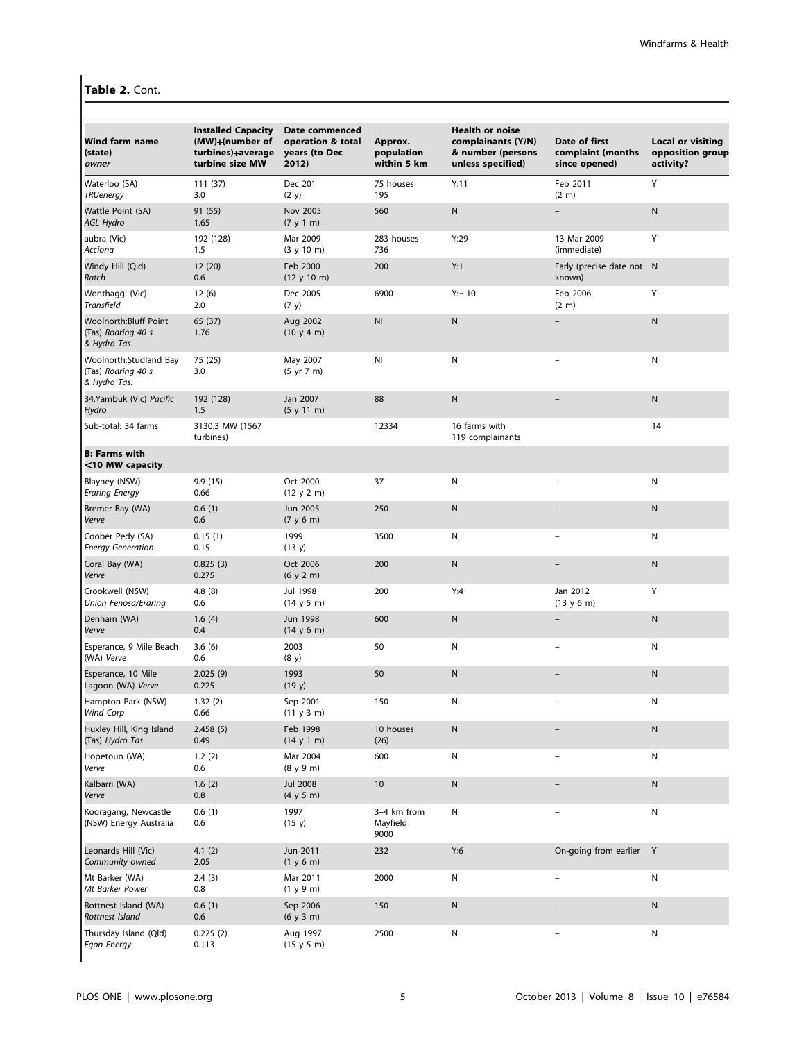**Table 2.** Cont.

| Wind farm name (state) *owner* | Installed Capacity (MW)+(number of turbines)+average turbine size MW | Date commenced operation & total years (to Dec 2012) | Approx. population within 5 km | Health or noise complainants (Y/N) & number (persons unless specified) | Date of first complaint (months since opened) | Local or visiting opposition group activity? |
|---|---|---|---|---|---|---|
| Waterloo (SA) *TRUenergy* | 111 (37) 3.0 | Dec 201 (2 y) | 75 houses 195 | Y:11 | Feb 2011 (2 m) | Y |
| Wattle Point (SA) *AGL Hydro* | 91 (55) 1.65 | Nov 2005 (7 y 1 m) | 560 | N | – | N |
| aubra (Vic) *Acciona* | 192 (128) 1.5 | Mar 2009 (3 y 10 m) | 283 houses 736 | Y:29 | 13 Mar 2009 (immediate) | Y |
| Windy Hill (Qld) *Ratch* | 12 (20) 0.6 | Feb 2000 (12 y 10 m) | 200 | Y:1 | Early (precise date not known) | N |
| Wonthaggi (Vic) *Transfield* | 12 (6) 2.0 | Dec 2005 (7 y) | 6900 | Y:~10 | Feb 2006 (2 m) | Y |
| Woolnorth:Bluff Point (Tas) *Roaring 40 s & Hydro Tas.* | 65 (37) 1.76 | Aug 2002 (10 y 4 m) | NI | N | – | N |
| Woolnorth:Studland Bay (Tas) *Roaring 40 s & Hydro Tas.* | 75 (25) 3.0 | May 2007 (5 yr 7 m) | NI | N | – | N |
| 34.Yambuk (Vic) *Pacific Hydro* | 192 (128) 1.5 | Jan 2007 (5 y 11 m) | 88 | N | – | N |
| Sub-total: 34 farms | 3130.3 MW (1567 turbines) | | 12334 | 16 farms with 119 complainants | | 14 |
| **B: Farms with <10 MW capacity** | | | | | | |
| Blayney (NSW) *Eraring Energy* | 9.9 (15) 0.66 | Oct 2000 (12 y 2 m) | 37 | N | – | N |
| Bremer Bay (WA) *Verve* | 0.6 (1) 0.6 | Jun 2005 (7 y 6 m) | 250 | N | – | N |
| Coober Pedy (SA) *Energy Generation* | 0.15 (1) 0.15 | 1999 (13 y) | 3500 | N | – | N |
| Coral Bay (WA) *Verve* | 0.825 (3) 0.275 | Oct 2006 (6 y 2 m) | 200 | N | – | N |
| Crookwell (NSW) *Union Fenosa/Eraring* | 4.8 (8) 0.6 | Jul 1998 (14 y 5 m) | 200 | Y:4 | Jan 2012 (13 y 6 m) | Y |
| Denham (WA) *Verve* | 1.6 (4) 0.4 | Jun 1998 (14 y 6 m) | 600 | N | – | N |
| Esperance, 9 Mile Beach (WA) *Verve* | 3.6 (6) 0.6 | 2003 (8 y) | 50 | N | – | N |
| Esperance, 10 Mile Lagoon (WA) *Verve* | 2.025 (9) 0.225 | 1993 (19 y) | 50 | N | – | N |
| Hampton Park (NSW) *Wind Corp* | 1.32 (2) 0.66 | Sep 2001 (11 y 3 m) | 150 | N | – | N |
| Huxley Hill, King Island (Tas) *Hydro Tas* | 2.458 (5) 0.49 | Feb 1998 (14 y 1 m) | 10 houses (26) | N | – | N |
| Hopetoun (WA) *Verve* | 1.2 (2) 0.6 | Mar 2004 (8 y 9 m) | 600 | N | – | N |
| Kalbarri (WA) *Verve* | 1.6 (2) 0.8 | Jul 2008 (4 y 5 m) | 10 | N | – | N |
| Kooragang, Newcastle (NSW) Energy Australia | 0.6 (1) 0.6 | 1997 (15 y) | 3–4 km from Mayfield 9000 | N | – | N |
| Leonards Hill (Vic) *Community owned* | 4.1 (2) 2.05 | Jun 2011 (1 y 6 m) | 232 | Y:6 | On-going from earlier | Y |
| Mt Barker (WA) *Mt Barker Power* | 2.4 (3) 0.8 | Mar 2011 (1 y 9 m) | 2000 | N | – | N |
| Rottnest Island (WA) *Rottnest Island* | 0.6 (1) 0.6 | Sep 2006 (6 y 3 m) | 150 | N | – | N |
| Thursday Island (Qld) *Egon Energy* | 0.225 (2) 0.113 | Aug 1997 (15 y 5 m) | 2500 | N | – | N |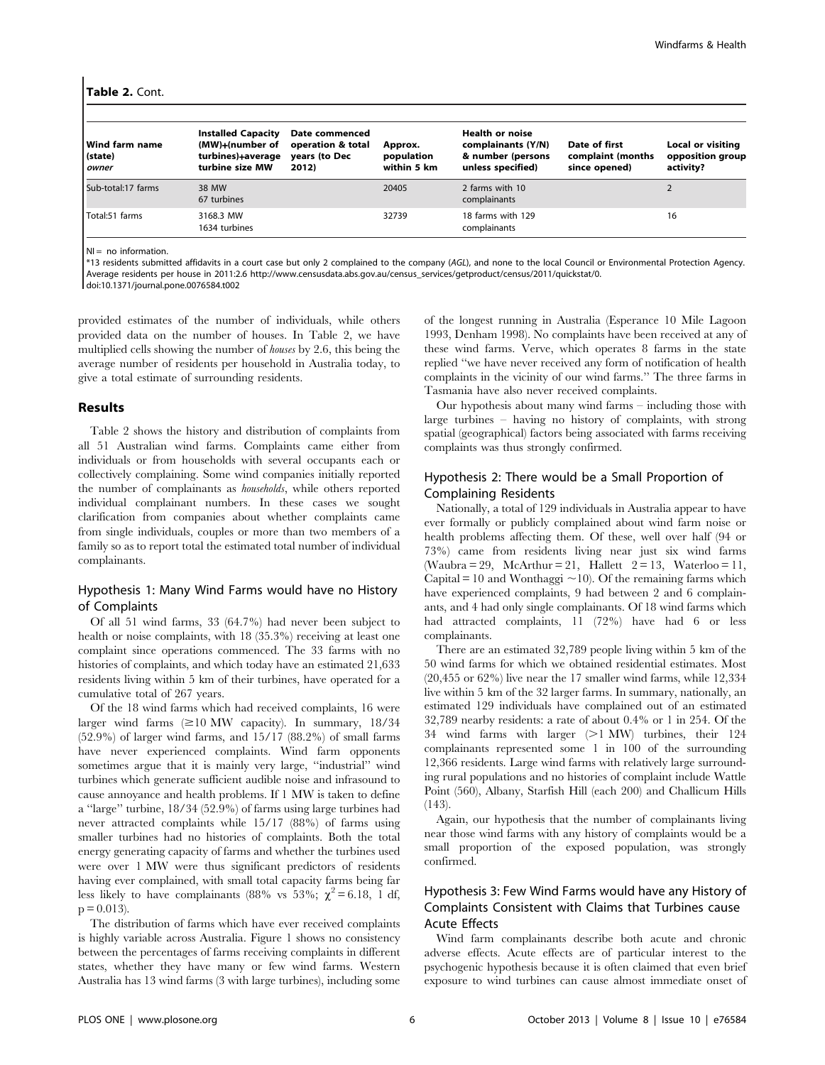**Table 2.** Cont.

| Wind farm name (state) *owner* | Installed Capacity (MW)+(number of turbines)+average turbine size MW | Date commenced operation & total years (to Dec 2012) | Approx. population within 5 km | Health or noise complainants (Y/N) & number (persons unless specified) | Date of first complaint (months since opened) | Local or visiting opposition group activity? |
|---|---|---|---|---|---|---|
| Sub-total:17 farms | 38 MW 67 turbines | | 20405 | 2 farms with 10 complainants | | 2 |
| Total:51 farms | 3168.3 MW 1634 turbines | | 32739 | 18 farms with 129 complainants | | 16 |

NI = no information.

*13 residents submitted affidavits in a court case but only 2 complained to the company (*AGL*), and none to the local Council or Environmental Protection Agency.
Average residents per house in 2011:2.6 http://www.censusdata.abs.gov.au/census_services/getproduct/census/2011/quickstat/0.
doi:10.1371/journal.pone.0076584.t002

provided estimates of the number of individuals, while others provided data on the number of houses. In Table 2, we have multiplied cells showing the number of *houses* by 2.6, this being the average number of residents per household in Australia today, to give a total estimate of surrounding residents.

## Results

Table 2 shows the history and distribution of complaints from all 51 Australian wind farms. Complaints came either from individuals or from households with several occupants each or collectively complaining. Some wind companies initially reported the number of complainants as *households*, while others reported individual complainant numbers. In these cases we sought clarification from companies about whether complaints came from single individuals, couples or more than two members of a family so as to report total the estimated total number of individual complainants.

### Hypothesis 1: Many Wind Farms would have no History of Complaints

Of all 51 wind farms, 33 (64.7%) had never been subject to health or noise complaints, with 18 (35.3%) receiving at least one complaint since operations commenced. The 33 farms with no histories of complaints, and which today have an estimated 21,633 residents living within 5 km of their turbines, have operated for a cumulative total of 267 years.

Of the 18 wind farms which had received complaints, 16 were larger wind farms ($\geq$10 MW capacity). In summary, 18/34 (52.9%) of larger wind farms, and 15/17 (88.2%) of small farms have never experienced complaints. Wind farm opponents sometimes argue that it is mainly very large, "industrial" wind turbines which generate sufficient audible noise and infrasound to cause annoyance and health problems. If 1 MW is taken to define a "large" turbine, 18/34 (52.9%) of farms using large turbines had never attracted complaints while 15/17 (88%) of farms using smaller turbines had no histories of complaints. Both the total energy generating capacity of farms and whether the turbines used were over 1 MW were thus significant predictors of residents having ever complained, with small total capacity farms being far less likely to have complainants (88% vs 53%; $\chi^2 = 6.18$, 1 df, $p = 0.013$).

The distribution of farms which have ever received complaints is highly variable across Australia. Figure 1 shows no consistency between the percentages of farms receiving complaints in different states, whether they have many or few wind farms. Western Australia has 13 wind farms (3 with large turbines), including some of the longest running in Australia (Esperance 10 Mile Lagoon 1993, Denham 1998). No complaints have been received at any of these wind farms. Verve, which operates 8 farms in the state replied "we have never received any form of notification of health complaints in the vicinity of our wind farms." The three farms in Tasmania have also never received complaints.

Our hypothesis about many wind farms – including those with large turbines – having no history of complaints, with strong spatial (geographical) factors being associated with farms receiving complaints was thus strongly confirmed.

### Hypothesis 2: There would be a Small Proportion of Complaining Residents

Nationally, a total of 129 individuals in Australia appear to have ever formally or publicly complained about wind farm noise or health problems affecting them. Of these, well over half (94 or 73%) came from residents living near just six wind farms (Waubra = 29, McArthur = 21, Hallett 2 = 13, Waterloo = 11, Capital = 10 and Wonthaggi ~10). Of the remaining farms which have experienced complaints, 9 had between 2 and 6 complainants, and 4 had only single complainants. Of 18 wind farms which had attracted complaints, 11 (72%) have had 6 or less complainants.

There are an estimated 32,789 people living within 5 km of the 50 wind farms for which we obtained residential estimates. Most (20,455 or 62%) live near the 17 smaller wind farms, while 12,334 live within 5 km of the 32 larger farms. In summary, nationally, an estimated 129 individuals have complained out of an estimated 32,789 nearby residents: a rate of about 0.4% or 1 in 254. Of the 34 wind farms with larger (>1 MW) turbines, their 124 complainants represented some 1 in 100 of the surrounding 12,366 residents. Large wind farms with relatively large surrounding rural populations and no histories of complaint include Wattle Point (560), Albany, Starfish Hill (each 200) and Challicum Hills (143).

Again, our hypothesis that the number of complainants living near those wind farms with any history of complaints would be a small proportion of the exposed population, was strongly confirmed.

### Hypothesis 3: Few Wind Farms would have any History of Complaints Consistent with Claims that Turbines cause Acute Effects

Wind farm complainants describe both acute and chronic adverse effects. Acute effects are of particular interest to the psychogenic hypothesis because it is often claimed that even brief exposure to wind turbines can cause almost immediate onset of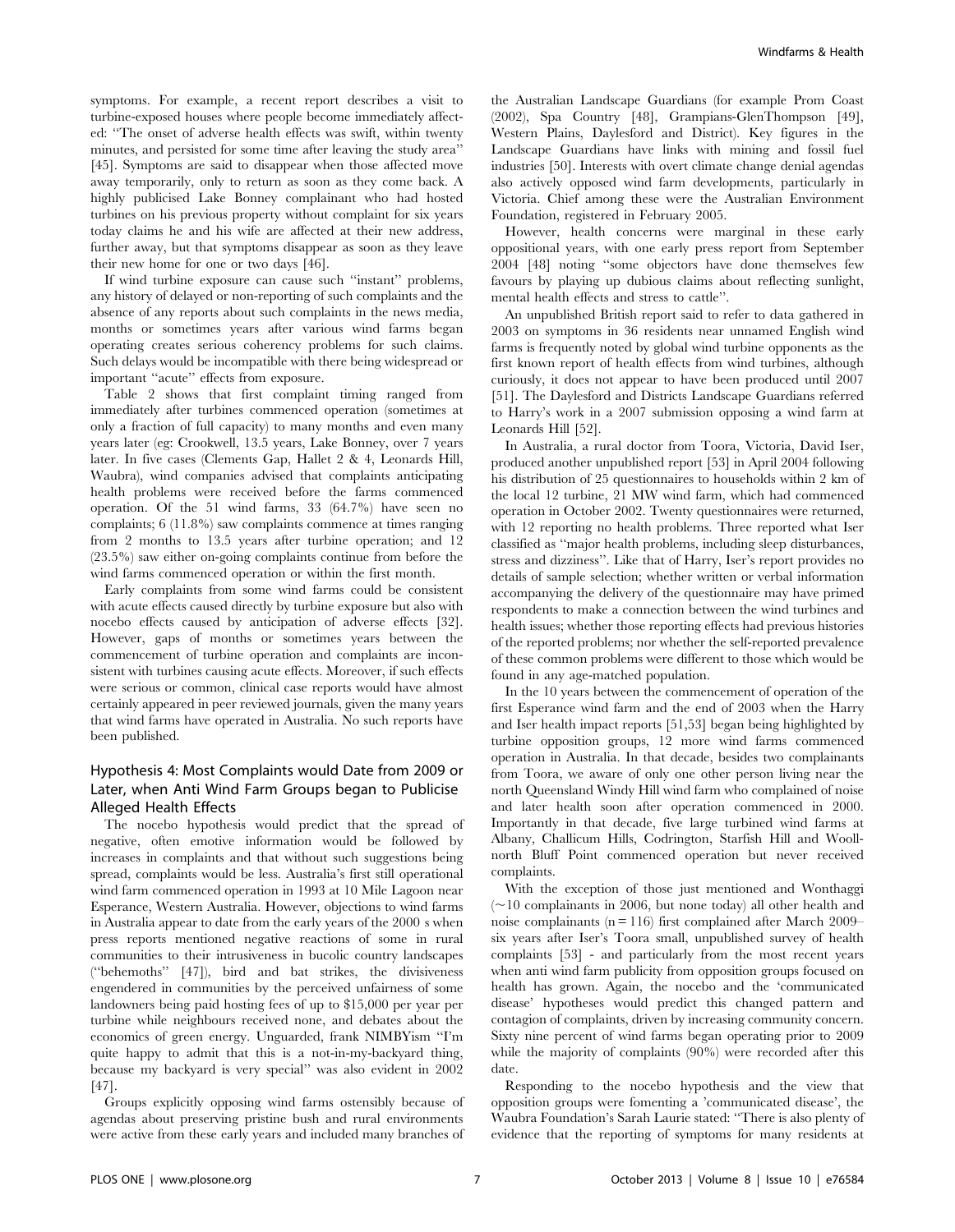symptoms. For example, a recent report describes a visit to turbine-exposed houses where people become immediately affected: ''The onset of adverse health effects was swift, within twenty minutes, and persisted for some time after leaving the study area'' [45]. Symptoms are said to disappear when those affected move away temporarily, only to return as soon as they come back. A highly publicised Lake Bonney complainant who had hosted turbines on his previous property without complaint for six years today claims he and his wife are affected at their new address, further away, but that symptoms disappear as soon as they leave their new home for one or two days [46].

If wind turbine exposure can cause such ''instant'' problems, any history of delayed or non-reporting of such complaints and the absence of any reports about such complaints in the news media, months or sometimes years after various wind farms began operating creates serious coherency problems for such claims. Such delays would be incompatible with there being widespread or important ''acute'' effects from exposure.

Table 2 shows that first complaint timing ranged from immediately after turbines commenced operation (sometimes at only a fraction of full capacity) to many months and even many years later (eg: Crookwell, 13.5 years, Lake Bonney, over 7 years later. In five cases (Clements Gap, Hallet 2 & 4, Leonards Hill, Waubra), wind companies advised that complaints anticipating health problems were received before the farms commenced operation. Of the 51 wind farms, 33 (64.7%) have seen no complaints; 6 (11.8%) saw complaints commence at times ranging from 2 months to 13.5 years after turbine operation; and 12 (23.5%) saw either on-going complaints continue from before the wind farms commenced operation or within the first month.

Early complaints from some wind farms could be consistent with acute effects caused directly by turbine exposure but also with nocebo effects caused by anticipation of adverse effects [32]. However, gaps of months or sometimes years between the commencement of turbine operation and complaints are inconsistent with turbines causing acute effects. Moreover, if such effects were serious or common, clinical case reports would have almost certainly appeared in peer reviewed journals, given the many years that wind farms have operated in Australia. No such reports have been published.

## Hypothesis 4: Most Complaints would Date from 2009 or Later, when Anti Wind Farm Groups began to Publicise Alleged Health Effects

The nocebo hypothesis would predict that the spread of negative, often emotive information would be followed by increases in complaints and that without such suggestions being spread, complaints would be less. Australia's first still operational wind farm commenced operation in 1993 at 10 Mile Lagoon near Esperance, Western Australia. However, objections to wind farms in Australia appear to date from the early years of the 2000 s when press reports mentioned negative reactions of some in rural communities to their intrusiveness in bucolic country landscapes (''behemoths'' [47]), bird and bat strikes, the divisiveness engendered in communities by the perceived unfairness of some landowners being paid hosting fees of up to $15,000 per year per turbine while neighbours received none, and debates about the economics of green energy. Unguarded, frank NIMBYism ''I'm quite happy to admit that this is a not-in-my-backyard thing, because my backyard is very special'' was also evident in 2002 [47].

Groups explicitly opposing wind farms ostensibly because of agendas about preserving pristine bush and rural environments were active from these early years and included many branches of the Australian Landscape Guardians (for example Prom Coast (2002), Spa Country [48], Grampians-GlenThompson [49], Western Plains, Daylesford and District). Key figures in the Landscape Guardians have links with mining and fossil fuel industries [50]. Interests with overt climate change denial agendas also actively opposed wind farm developments, particularly in Victoria. Chief among these were the Australian Environment Foundation, registered in February 2005.

However, health concerns were marginal in these early oppositional years, with one early press report from September 2004 [48] noting ''some objectors have done themselves few favours by playing up dubious claims about reflecting sunlight, mental health effects and stress to cattle''.

An unpublished British report said to refer to data gathered in 2003 on symptoms in 36 residents near unnamed English wind farms is frequently noted by global wind turbine opponents as the first known report of health effects from wind turbines, although curiously, it does not appear to have been produced until 2007 [51]. The Daylesford and Districts Landscape Guardians referred to Harry's work in a 2007 submission opposing a wind farm at Leonards Hill [52].

In Australia, a rural doctor from Toora, Victoria, David Iser, produced another unpublished report [53] in April 2004 following his distribution of 25 questionnaires to households within 2 km of the local 12 turbine, 21 MW wind farm, which had commenced operation in October 2002. Twenty questionnaires were returned, with 12 reporting no health problems. Three reported what Iser classified as ''major health problems, including sleep disturbances, stress and dizziness''. Like that of Harry, Iser's report provides no details of sample selection; whether written or verbal information accompanying the delivery of the questionnaire may have primed respondents to make a connection between the wind turbines and health issues; whether those reporting effects had previous histories of the reported problems; nor whether the self-reported prevalence of these common problems were different to those which would be found in any age-matched population.

In the 10 years between the commencement of operation of the first Esperance wind farm and the end of 2003 when the Harry and Iser health impact reports [51,53] began being highlighted by turbine opposition groups, 12 more wind farms commenced operation in Australia. In that decade, besides two complainants from Toora, we aware of only one other person living near the north Queensland Windy Hill wind farm who complained of noise and later health soon after operation commenced in 2000. Importantly in that decade, five large turbined wind farms at Albany, Challicum Hills, Codrington, Starfish Hill and Woollnorth Bluff Point commenced operation but never received complaints.

With the exception of those just mentioned and Wonthaggi (~10 complainants in 2006, but none today) all other health and noise complainants (n = 116) first complained after March 2009– six years after Iser's Toora small, unpublished survey of health complaints [53] - and particularly from the most recent years when anti wind farm publicity from opposition groups focused on health has grown. Again, the nocebo and the 'communicated disease' hypotheses would predict this changed pattern and contagion of complaints, driven by increasing community concern. Sixty nine percent of wind farms began operating prior to 2009 while the majority of complaints (90%) were recorded after this date.

Responding to the nocebo hypothesis and the view that opposition groups were fomenting a 'communicated disease', the Waubra Foundation's Sarah Laurie stated: ''There is also plenty of evidence that the reporting of symptoms for many residents at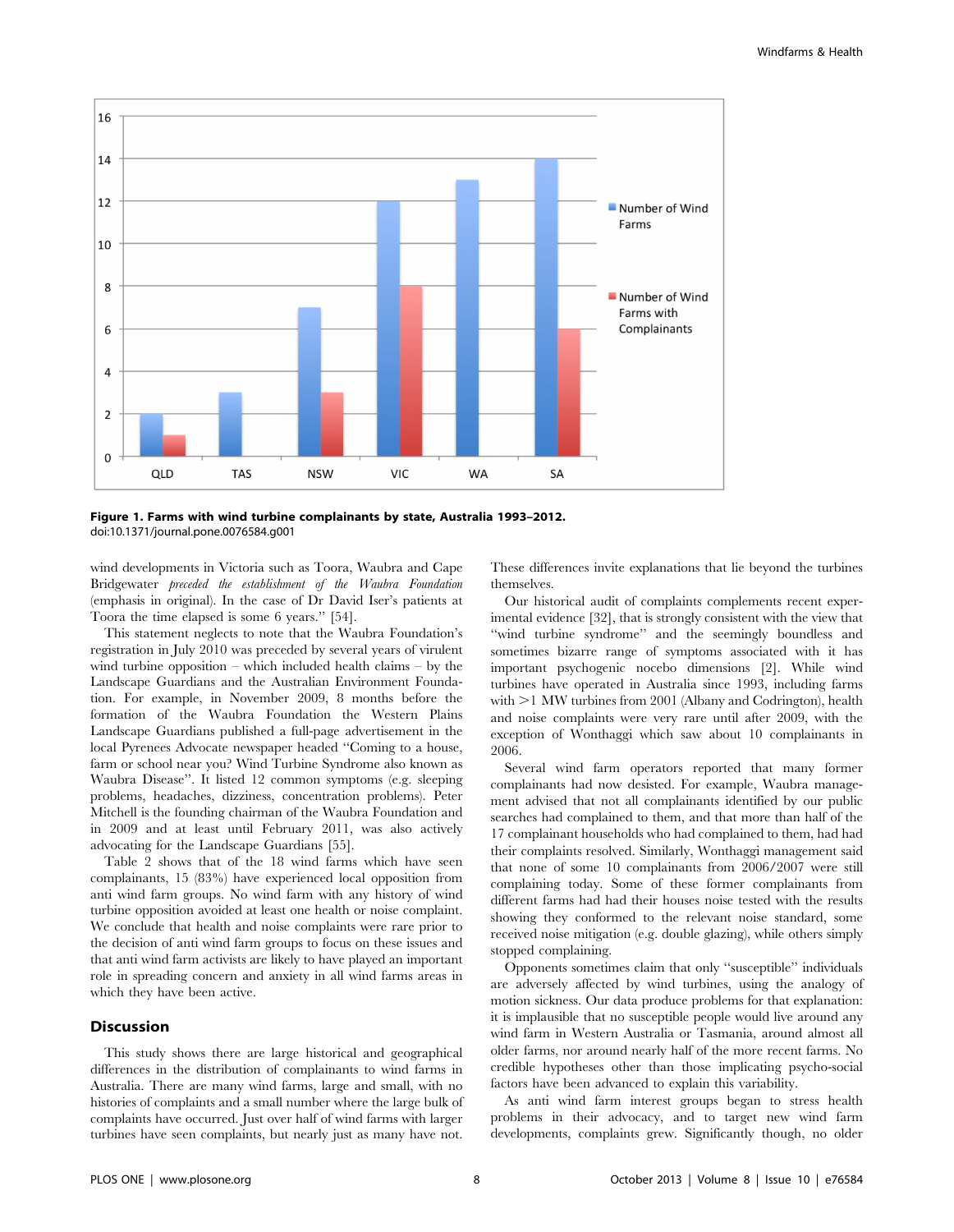**Figure 1. Farms with wind turbine complainants by state, Australia 1993–2012.**
doi:10.1371/journal.pone.0076584.g001

wind developments in Victoria such as Toora, Waubra and Cape Bridgewater *preceded the establishment of the Waubra Foundation* (emphasis in original). In the case of Dr David Iser's patients at Toora the time elapsed is some 6 years." [54].

This statement neglects to note that the Waubra Foundation's registration in July 2010 was preceded by several years of virulent wind turbine opposition – which included health claims – by the Landscape Guardians and the Australian Environment Foundation. For example, in November 2009, 8 months before the formation of the Waubra Foundation the Western Plains Landscape Guardians published a full-page advertisement in the local Pyrenees Advocate newspaper headed "Coming to a house, farm or school near you? Wind Turbine Syndrome also known as Waubra Disease". It listed 12 common symptoms (e.g. sleeping problems, headaches, dizziness, concentration problems). Peter Mitchell is the founding chairman of the Waubra Foundation and in 2009 and at least until February 2011, was also actively advocating for the Landscape Guardians [55].

Table 2 shows that of the 18 wind farms which have seen complainants, 15 (83%) have experienced local opposition from anti wind farm groups. No wind farm with any history of wind turbine opposition avoided at least one health or noise complaint. We conclude that health and noise complaints were rare prior to the decision of anti wind farm groups to focus on these issues and that anti wind farm activists are likely to have played an important role in spreading concern and anxiety in all wind farms areas in which they have been active.

## Discussion

This study shows there are large historical and geographical differences in the distribution of complainants to wind farms in Australia. There are many wind farms, large and small, with no histories of complaints and a small number where the large bulk of complaints have occurred. Just over half of wind farms with larger turbines have seen complaints, but nearly just as many have not. These differences invite explanations that lie beyond the turbines themselves.

Our historical audit of complaints complements recent experimental evidence [32], that is strongly consistent with the view that "wind turbine syndrome" and the seemingly boundless and sometimes bizarre range of symptoms associated with it has important psychogenic nocebo dimensions [2]. While wind turbines have operated in Australia since 1993, including farms with >1 MW turbines from 2001 (Albany and Codrington), health and noise complaints were very rare until after 2009, with the exception of Wonthaggi which saw about 10 complainants in 2006.

Several wind farm operators reported that many former complainants had now desisted. For example, Waubra management advised that not all complainants identified by our public searches had complained to them, and that more than half of the 17 complainant households who had complained to them, had had their complaints resolved. Similarly, Wonthaggi management said that none of some 10 complainants from 2006/2007 were still complaining today. Some of these former complainants from different farms had had their houses noise tested with the results showing they conformed to the relevant noise standard, some received noise mitigation (e.g. double glazing), while others simply stopped complaining.

Opponents sometimes claim that only "susceptible" individuals are adversely affected by wind turbines, using the analogy of motion sickness. Our data produce problems for that explanation: it is implausible that no susceptible people would live around any wind farm in Western Australia or Tasmania, around almost all older farms, nor around nearly half of the more recent farms. No credible hypotheses other than those implicating psycho-social factors have been advanced to explain this variability.

As anti wind farm interest groups began to stress health problems in their advocacy, and to target new wind farm developments, complaints grew. Significantly though, no older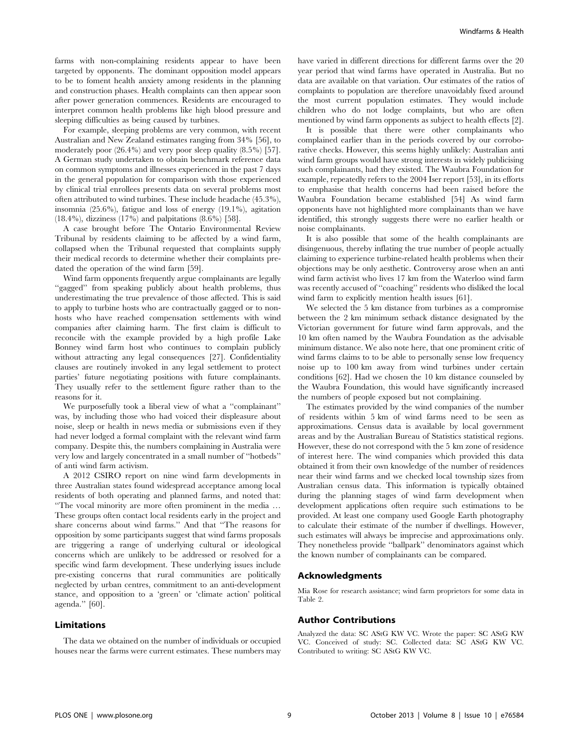farms with non-complaining residents appear to have been targeted by opponents. The dominant opposition model appears to be to foment health anxiety among residents in the planning and construction phases. Health complaints can then appear soon after power generation commences. Residents are encouraged to interpret common health problems like high blood pressure and sleeping difficulties as being caused by turbines.

For example, sleeping problems are very common, with recent Australian and New Zealand estimates ranging from 34% [56], to moderately poor (26.4%) and very poor sleep quality (8.5%) [57]. A German study undertaken to obtain benchmark reference data on common symptoms and illnesses experienced in the past 7 days in the general population for comparison with those experienced by clinical trial enrollees presents data on several problems most often attributed to wind turbines. These include headache (45.3%), insomnia (25.6%), fatigue and loss of energy (19.1%), agitation (18.4%), dizziness (17%) and palpitations (8.6%) [58].

A case brought before The Ontario Environmental Review Tribunal by residents claiming to be affected by a wind farm, collapsed when the Tribunal requested that complaints supply their medical records to determine whether their complaints predated the operation of the wind farm [59].

Wind farm opponents frequently argue complainants are legally "gagged" from speaking publicly about health problems, thus underestimating the true prevalence of those affected. This is said to apply to turbine hosts who are contractually gagged or to non-hosts who have reached compensation settlements with wind companies after claiming harm. The first claim is difficult to reconcile with the example provided by a high profile Lake Bonney wind farm host who continues to complain publicly without attracting any legal consequences [27]. Confidentiality clauses are routinely invoked in any legal settlement to protect parties' future negotiating positions with future complainants. They usually refer to the settlement figure rather than to the reasons for it.

We purposefully took a liberal view of what a "complainant" was, by including those who had voiced their displeasure about noise, sleep or health in news media or submissions even if they had never lodged a formal complaint with the relevant wind farm company. Despite this, the numbers complaining in Australia were very low and largely concentrated in a small number of "hotbeds" of anti wind farm activism.

A 2012 CSIRO report on nine wind farm developments in three Australian states found widespread acceptance among local residents of both operating and planned farms, and noted that: "The vocal minority are more often prominent in the media … These groups often contact local residents early in the project and share concerns about wind farms." And that "The reasons for opposition by some participants suggest that wind farms proposals are triggering a range of underlying cultural or ideological concerns which are unlikely to be addressed or resolved for a specific wind farm development. These underlying issues include pre-existing concerns that rural communities are politically neglected by urban centres, commitment to an anti-development stance, and opposition to a 'green' or 'climate action' political agenda." [60].

## Limitations

The data we obtained on the number of individuals or occupied houses near the farms were current estimates. These numbers may have varied in different directions for different farms over the 20 year period that wind farms have operated in Australia. But no data are available on that variation. Our estimates of the ratios of complaints to population are therefore unavoidably fixed around the most current population estimates. They would include children who do not lodge complaints, but who are often mentioned by wind farm opponents as subject to health effects [2].

It is possible that there were other complainants who complained earlier than in the periods covered by our corroborative checks. However, this seems highly unlikely: Australian anti wind farm groups would have strong interests in widely publicising such complainants, had they existed. The Waubra Foundation for example, repeatedly refers to the 2004 Iser report [53], in its efforts to emphasise that health concerns had been raised before the Waubra Foundation became established [54] As wind farm opponents have not highlighted more complainants than we have identified, this strongly suggests there were no earlier health or noise complainants.

It is also possible that some of the health complainants are disingenuous, thereby inflating the true number of people actually claiming to experience turbine-related health problems when their objections may be only aesthetic. Controversy arose when an anti wind farm activist who lives 17 km from the Waterloo wind farm was recently accused of "coaching" residents who disliked the local wind farm to explicitly mention health issues [61].

We selected the 5 km distance from turbines as a compromise between the 2 km minimum setback distance designated by the Victorian government for future wind farm approvals, and the 10 km often named by the Waubra Foundation as the advisable minimum distance. We also note here, that one prominent critic of wind farms claims to to be able to personally sense low frequency noise up to 100 km away from wind turbines under certain conditions [62]. Had we chosen the 10 km distance counseled by the Waubra Foundation, this would have significantly increased the numbers of people exposed but not complaining.

The estimates provided by the wind companies of the number of residents within 5 km of wind farms need to be seen as approximations. Census data is available by local government areas and by the Australian Bureau of Statistics statistical regions. However, these do not correspond with the 5 km zone of residence of interest here. The wind companies which provided this data obtained it from their own knowledge of the number of residences near their wind farms and we checked local township sizes from Australian census data. This information is typically obtained during the planning stages of wind farm development when development applications often require such estimations to be provided. At least one company used Google Earth photography to calculate their estimate of the number if dwellings. However, such estimates will always be imprecise and approximations only. They nonetheless provide "ballpark" denominators against which the known number of complainants can be compared.

## Acknowledgments

Mia Rose for research assistance; wind farm proprietors for some data in Table 2.

## Author Contributions

Analyzed the data: SC AStG KW VC. Wrote the paper: SC AStG KW VC. Conceived of study: SC. Collected data: SC AStG KW VC. Contributed to writing: SC AStG KW VC.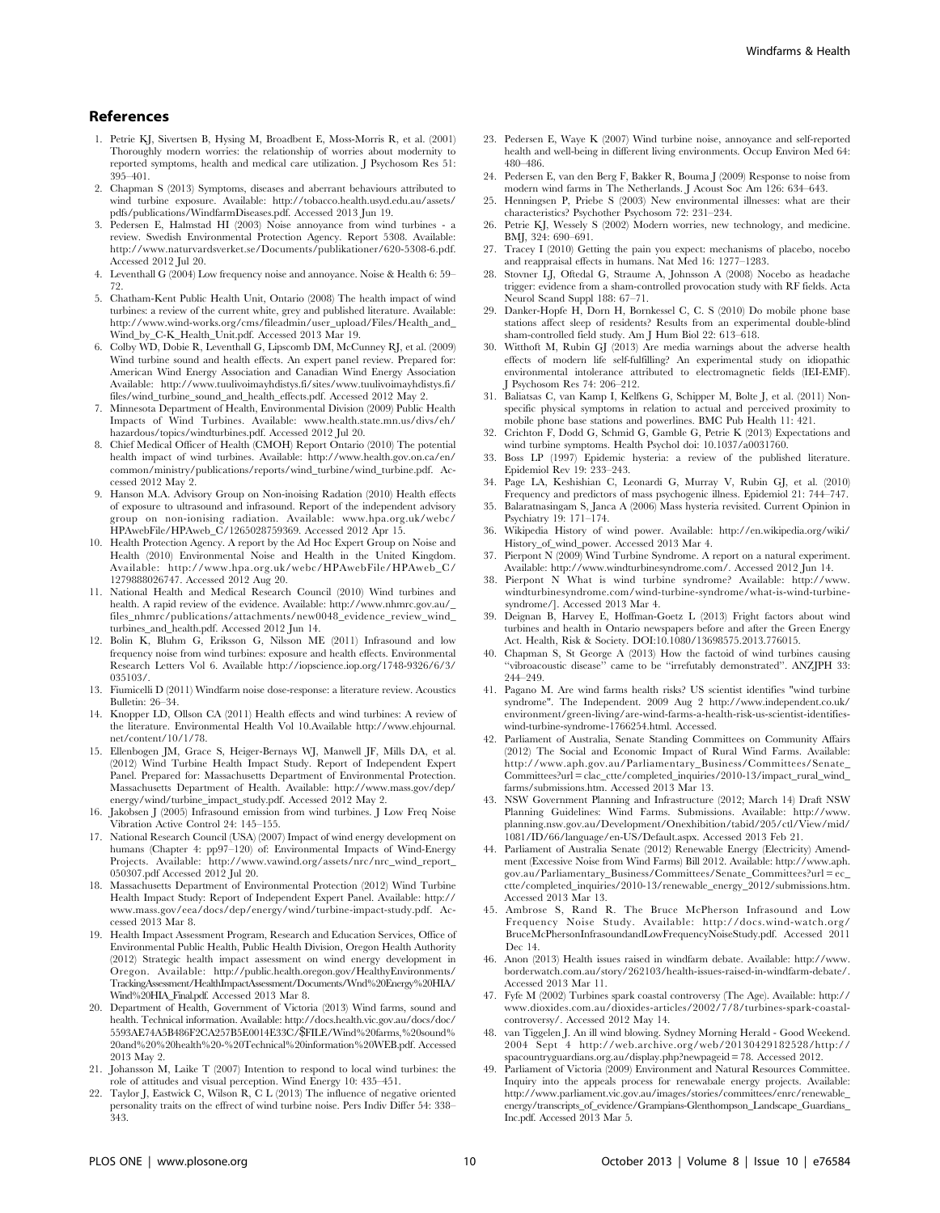## References

1. Petrie KJ, Sivertsen B, Hysing M, Broadbent E, Moss-Morris R, et al. (2001) Thoroughly modern worries: the relationship of worries about modernity to reported symptoms, health and medical care utilization. J Psychosom Res 51: 395–401.
2. Chapman S (2013) Symptoms, diseases and aberrant behaviours attributed to wind turbine exposure. Available: http://tobacco.health.usyd.edu.au/assets/pdfs/publications/WindfarmDiseases.pdf. Accessed 2013 Jun 19.
3. Pedersen E, Halmstad HI (2003) Noise annoyance from wind turbines - a review. Swedish Environmental Protection Agency. Report 5308. Available: http://www.naturvardsverket.se/Documents/publikationer/620-5308-6.pdf. Accessed 2012 Jul 20.
4. Leventhall G (2004) Low frequency noise and annoyance. Noise & Health 6: 59–72.
5. Chatham-Kent Public Health Unit, Ontario (2008) The health impact of wind turbines: a review of the current white, grey and published literature. Available: http://www.wind-works.org/cms/fileadmin/user_upload/Files/Health_and_Wind_by_C-K_Health_Unit.pdf. Accessed 2013 Mar 19.
6. Colby WD, Dobie R, Leventhall G, Lipscomb DM, McCunney RJ, et al. (2009) Wind turbine sound and health effects. An expert panel review. Prepared for: American Wind Energy Association and Canadian Wind Energy Association Available: http://www.tuulivoimayhdistys.fi/sites/www.tuulivoimayhdistys.fi/files/wind_turbine_sound_and_health_effects.pdf. Accessed 2012 May 2.
7. Minnesota Department of Health, Environmental Division (2009) Public Health Impacts of Wind Turbines. Available: www.health.state.mn.us/divs/eh/hazardous/topics/windturbines.pdf. Accessed 2012 Jul 20.
8. Chief Medical Officer of Health (CMOH) Report Ontario (2010) The potential health impact of wind turbines. Available: http://www.health.gov.on.ca/en/common/ministry/publications/reports/wind_turbine/wind_turbine.pdf. Accessed 2012 May 2.
9. Hanson M.A. Advisory Group on Non-inoising Radiation (2010) Health effects of exposure to ultrasound and infrasound. Report of the independent advisory group on non-ionising radiation. Available: www.hpa.org.uk/webc/HPAwebFile/HPAweb_C/1265028759369. Accessed 2012 Apr 15.
10. Health Protection Agency. A report by the Ad Hoc Expert Group on Noise and Health (2010) Environmental Noise and Health in the United Kingdom. Available: http://www.hpa.org.uk/webc/HPAwebFile/HPAweb_C/1279888026747. Accessed 2012 Aug 20.
11. National Health and Medical Research Council (2010) Wind turbines and health. A rapid review of the evidence. Available: http://www.nhmrc.gov.au/_files_nhmrc/publications/attachments/new0048_evidence_review_wind_turbines_and_health.pdf. Accessed 2012 Jun 14.
12. Bolin K, Bluhm G, Eriksson G, Nilsson ME (2011) Infrasound and low frequency noise from wind turbines: exposure and health effects. Environmental Research Letters Vol 6. Available http://iopscience.iop.org/1748-9326/6/3/035103/.
13. Fiumicelli D (2011) Windfarm noise dose-response: a literature review. Acoustics Bulletin: 26–34.
14. Knopper LD, Ollson CA (2011) Health effects and wind turbines: A review of the literature. Environmental Health Vol 10.Available http://www.ehjournal.net/content/10/1/78.
15. Ellenbogen JM, Grace S, Heiger-Bernays WJ, Manwell JF, Mills DA, et al. (2012) Wind Turbine Health Impact Study. Report of Independent Expert Panel. Prepared for: Massachusetts Department of Environmental Protection. Massachusetts Department of Health. Available: http://www.mass.gov/dep/energy/wind/turbine_impact_study.pdf. Accessed 2012 May 2.
16. Jakobsen J (2005) Infrasound emission from wind turbines. J Low Freq Noise Vibration Active Control 24: 145–155.
17. National Research Council (USA) (2007) Impact of wind energy development on humans (Chapter 4: pp97–120) of: Environmental Impacts of Wind-Energy Projects. Available: http://www.vawind.org/assets/nrc/nrc_wind_report_050307.pdf Accessed 2012 Jul 20.
18. Massachusetts Department of Environmental Protection (2012) Wind Turbine Health Impact Study: Report of Independent Expert Panel. Available: http://www.mass.gov/eea/docs/dep/energy/wind/turbine-impact-study.pdf. Accessed 2013 Mar 8.
19. Health Impact Assessment Program, Research and Education Services, Office of Environmental Public Health, Public Health Division, Oregon Health Authority (2012) Strategic health impact assessment on wind energy development in Oregon. Available: http://public.health.oregon.gov/HealthyEnvironments/TrackingAssessment/HealthImpactAssessment/Documents/Wnd%20Energy%20HIA/Wind%20HIA_Final.pdf. Accessed 2013 Mar 8.
20. Department of Health, Government of Victoria (2013) Wind farms, sound and health. Technical information. Available: http://docs.health.vic.gov.au/docs/doc/5593AE74A5B486F2CA257B5E0014E33C/$FILE/Wind%20farms,%20sound%20and%20%20health%20-%20Technical%20information%20WEB.pdf. Accessed 2013 May 2.
21. Johansson M, Laike T (2007) Intention to respond to local wind turbines: the role of attitudes and visual perception. Wind Energy 10: 435–451.
22. Taylor J, Eastwick C, Wilson R, C L (2013) The influence of negative oriented personality traits on the effrect of wind turbine noise. Pers Indiv Differ 54: 338–343.
23. Pedersen E, Waye K (2007) Wind turbine noise, annoyance and self-reported health and well-being in different living environments. Occup Environ Med 64: 480–486.
24. Pedersen E, van den Berg F, Bakker R, Bouma J (2009) Response to noise from modern wind farms in The Netherlands. J Acoust Soc Am 126: 634–643.
25. Henningsen P, Priebe S (2003) New environmental illnesses: what are their characteristics? Psychother Psychosom 72: 231–234.
26. Petrie KJ, Wessely S (2002) Modern worries, new technology, and medicine. BMJ, 324: 690–691.
27. Tracey I (2010) Getting the pain you expect: mechanisms of placebo, nocebo and reappraisal effects in humans. Nat Med 16: 1277–1283.
28. Stovner LJ, Oftedal G, Straume A, Johnsson A (2008) Nocebo as headache trigger: evidence from a sham-controlled provocation study with RF fields. Acta Neurol Scand Suppl 188: 67–71.
29. Danker-Hopfe H, Dorn H, Bornkessel C, C. S (2010) Do mobile phone base stations affect sleep of residents? Results from an experimental double-blind sham-controlled field study. Am J Hum Biol 22: 613–618.
30. Witthoft M, Rubin GJ (2013) Are media warnings about the adverse health effects of modern life self-fulfilling? An experimental study on idiopathic environmental intolerance attributed to electromagnetic fields (IEI-EMF). J Psychosom Res 74: 206–212.
31. Baliatsas C, van Kamp I, Kelfkens G, Schipper M, Bolte J, et al. (2011) Non-specific physical symptoms in relation to actual and perceived proximity to mobile phone base stations and powerlines. BMC Pub Health 11: 421.
32. Crichton F, Dodd G, Schmid G, Gamble G, Petrie K (2013) Expectations and wind turbine symptoms. Health Psychol doi: 10.1037/a0031760.
33. Boss LP (1997) Epidemic hysteria: a review of the published literature. Epidemiol Rev 19: 233–243.
34. Page LA, Keshishian C, Leonardi G, Murray V, Rubin GJ, et al. (2010) Frequency and predictors of mass psychogenic illness. Epidemiol 21: 744–747.
35. Balaratnasingam S, Janca A (2006) Mass hysteria revisited. Current Opinion in Psychiatry 19: 171–174.
36. Wikipedia History of wind power. Available: http://en.wikipedia.org/wiki/History_of_wind_power. Accessed 2013 Mar 4.
37. Pierpont N (2009) Wind Turbine Syndrome. A report on a natural experiment. Available: http://www.windturbinesyndrome.com/. Accessed 2012 Jun 14.
38. Pierpont N What is wind turbine syndrome? Available: http://www.windturbinesyndrome.com/wind-turbine-syndrome/what-is-wind-turbine-syndrome/]. Accessed 2013 Mar 4.
39. Deignan B, Harvey E, Hoffman-Goetz L (2013) Fright factors about wind turbines and health in Ontario newspapers before and after the Green Energy Act. Health, Risk & Society. DOI:10.1080/13698575.2013.776015.
40. Chapman S, St George A (2013) How the factoid of wind turbines causing ''vibroacoustic disease'' came to be ''irrefutably demonstrated''. ANZJPH 33: 244–249.
41. Pagano M. Are wind farms health risks? US scientist identifies "wind turbine syndrome". The Independent. 2009 Aug 2 http://www.independent.co.uk/environment/green-living/are-wind-farms-a-health-risk-us-scientist-identifies-wind-turbine-syndrome-1766254.html. Accessed.
42. Parliament of Australia, Senate Standing Committees on Community Affairs (2012) The Social and Economic Impact of Rural Wind Farms. Available: http://www.aph.gov.au/Parliamentary_Business/Committees/Senate_Committees?url=clac_ctte/completed_inquiries/2010-13/impact_rural_wind_farms/submissions.htm. Accessed 2013 Mar 13.
43. NSW Government Planning and Infrastructure (2012; March 14) Draft NSW Planning Guidelines: Wind Farms. Submissions. Available: http://www.planning.nsw.gov.au/Development/Onexhibition/tabid/205/ctl/View/mid/1081/ID/66/language/en-US/Default.aspx. Accessed 2013 Feb 21.
44. Parliament of Australia Senate (2012) Renewable Energy (Electricity) Amendment (Excessive Noise from Wind Farms) Bill 2012. Available: http://www.aph.gov.au/Parliamentary_Business/Committees/Senate_Committees?url=ec_ctte/completed_inquiries/2010-13/renewable_energy_2012/submissions.htm. Accessed 2013 Mar 13.
45. Ambrose S, Rand R. The Bruce McPherson Infrasound and Low Frequency Noise Study. Available: http://docs.wind-watch.org/BruceMcPhersonInfrasoundandLowFrequencyNoiseStudy.pdf. Accessed 2011 Dec 14.
46. Anon (2013) Health issues raised in windfarm debate. Available: http://www.borderwatch.com.au/story/262103/health-issues-raised-in-windfarm-debate/. Accessed 2013 Mar 11.
47. Fyfe M (2002) Turbines spark coastal controversy (The Age). Available: http://www.dioxides.com.au/dioxides-articles/2002/7/8/turbines-spark-coastal-controversy/. Accessed 2012 May 14.
48. van Tiggelen J. An ill wind blowing. Sydney Morning Herald - Good Weekend. 2004 Sept 4 http://web.archive.org/web/20130429182528/http://spacountryguardians.org.au/display.php?newpageid=78. Accessed 2012.
49. Parliament of Victoria (2009) Environment and Natural Resources Committee. Inquiry into the appeals process for renewabale energy projects. Available: http://www.parliament.vic.gov.au/images/stories/committees/enrc/renewable_energy/transcripts_of_evidence/Grampians-Glenthompson_Landscape_Guardians_Inc.pdf. Accessed 2013 Mar 5.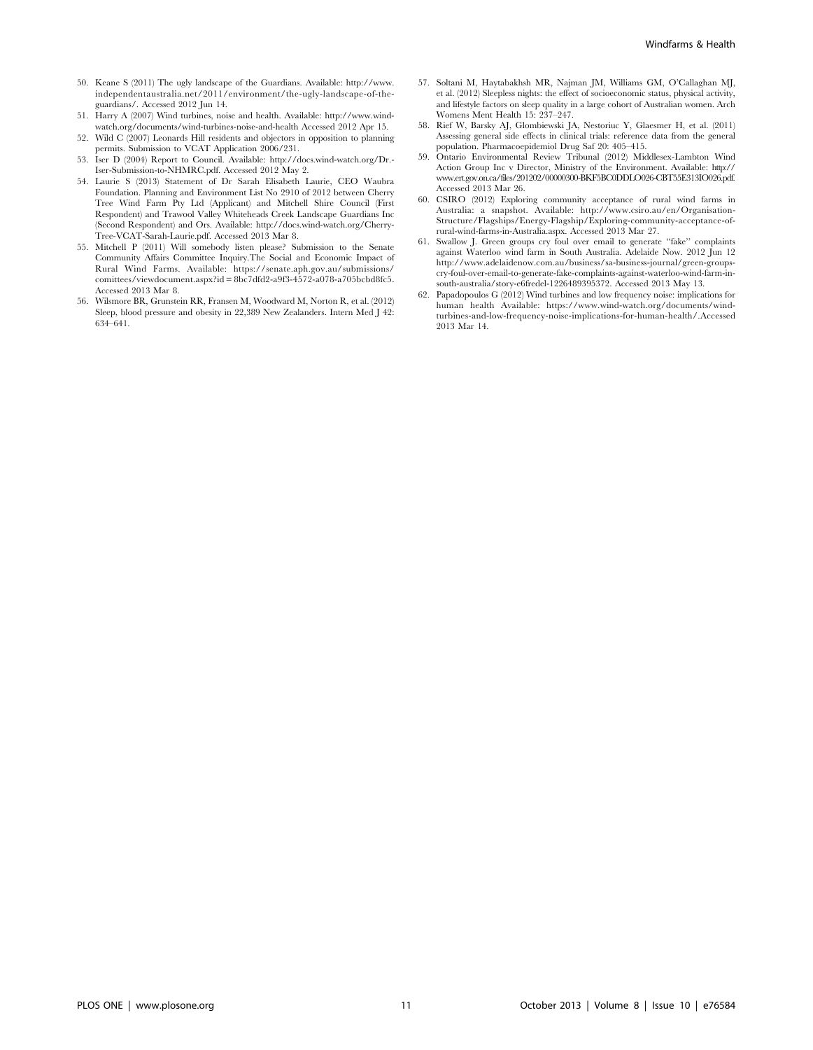50. Keane S (2011) The ugly landscape of the Guardians. Available: http://www.independentaustralia.net/2011/environment/the-ugly-landscape-of-the-guardians/. Accessed 2012 Jun 14.
51. Harry A (2007) Wind turbines, noise and health. Available: http://www.wind-watch.org/documents/wind-turbines-noise-and-health Accessed 2012 Apr 15.
52. Wild C (2007) Leonards Hill residents and objectors in opposition to planning permits. Submission to VCAT Application 2006/231.
53. Iser D (2004) Report to Council. Available: http://docs.wind-watch.org/Dr.-Iser-Submission-to-NHMRC.pdf. Accessed 2012 May 2.
54. Laurie S (2013) Statement of Dr Sarah Elisabeth Laurie, CEO Waubra Foundation. Planning and Environment List No 2910 of 2012 between Cherry Tree Wind Farm Pty Ltd (Applicant) and Mitchell Shire Council (First Respondent) and Trawool Valley Whiteheads Creek Landscape Guardians Inc (Second Respondent) and Ors. Available: http://docs.wind-watch.org/Cherry-Tree-VCAT-Sarah-Laurie.pdf. Accessed 2013 Mar 8.
55. Mitchell P (2011) Will somebody listen please? Submission to the Senate Community Affairs Committee Inquiry.The Social and Economic Impact of Rural Wind Farms. Available: https://senate.aph.gov.au/submissions/comittees/viewdocument.aspx?id = 8bc7dfd2-a9f3-4572-a078-a705bcbd8fc5. Accessed 2013 Mar 8.
56. Wilsmore BR, Grunstein RR, Fransen M, Woodward M, Norton R, et al. (2012) Sleep, blood pressure and obesity in 22,389 New Zealanders. Intern Med J 42: 634–641.
57. Soltani M, Haytabakhsh MR, Najman JM, Williams GM, O'Callaghan MJ, et al. (2012) Sleepless nights: the effect of socioeconomic status, physical activity, and lifestyle factors on sleep quality in a large cohort of Australian women. Arch Womens Ment Health 15: 237–247.
58. Rief W, Barsky AJ, Glombiewski JA, Nestoriuc Y, Glaesmer H, et al. (2011) Assessing general side effects in clinical trials: reference data from the general population. Pharmacoepidemiol Drug Saf 20: 405–415.
59. Ontario Environmental Review Tribunal (2012) Middlesex-Lambton Wind Action Group Inc v Director, Ministry of the Environment. Available: http://www.ert.gov.on.ca/files/201202/00000300-BKF5BC0DDLO026-CBT55E313IO026.pdf. Accessed 2013 Mar 26.
60. CSIRO (2012) Exploring community acceptance of rural wind farms in Australia: a snapshot. Available: http://www.csiro.au/en/Organisation-Structure/Flagships/Energy-Flagship/Exploring-community-acceptance-of-rural-wind-farms-in-Australia.aspx. Accessed 2013 Mar 27.
61. Swallow J. Green groups cry foul over email to generate ''fake'' complaints against Waterloo wind farm in South Australia. Adelaide Now. 2012 Jun 12 http://www.adelaidenow.com.au/business/sa-business-journal/green-groups-cry-foul-over-email-to-generate-fake-complaints-against-waterloo-wind-farm-in-south-australia/story-e6fredel-1226489395372. Accessed 2013 May 13.
62. Papadopoulos G (2012) Wind turbines and low frequency noise: implications for human health Available: https://www.wind-watch.org/documents/wind-turbines-and-low-frequency-noise-implications-for-human-health/.Accessed 2013 Mar 14.